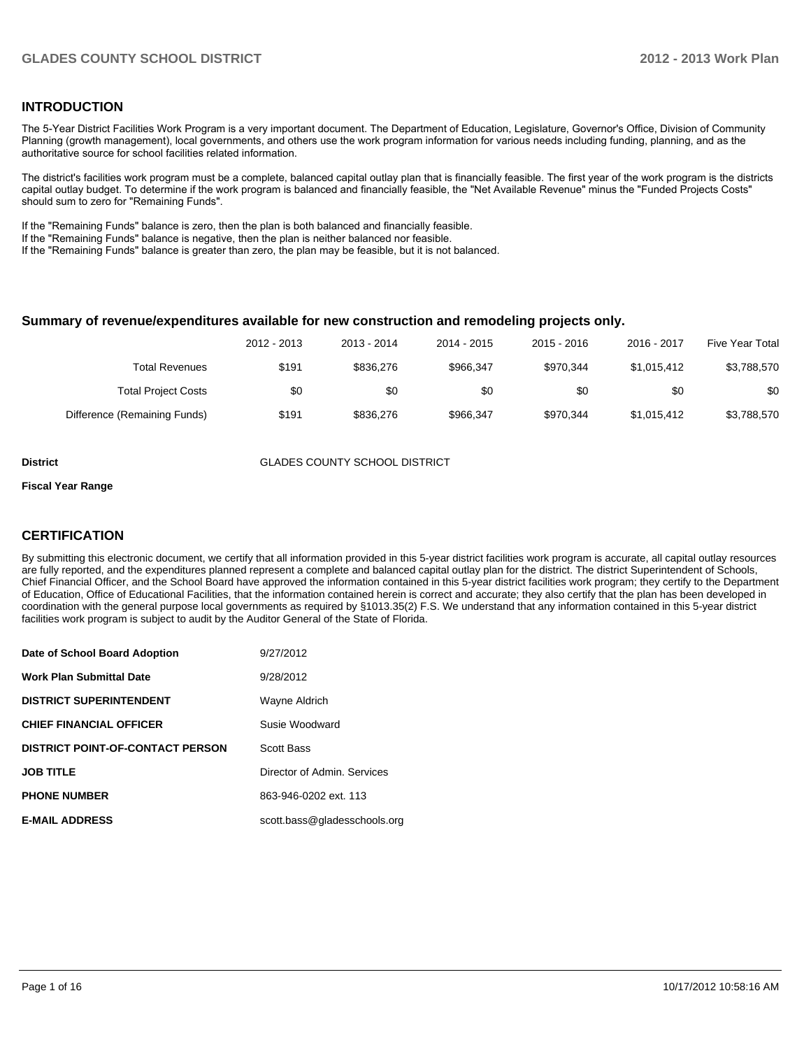## INTRODUCTION

The 5-Year District Facilities Work Program is a very important document. The Department of Education, Legislature, Governor's Office, Division of Community Planning (growth management), local governments, and others use the work program information for various needs including funding, planning, and as the authoritative source for school facilities related information.

The district's facilities work program must be a complete, balanced capital outlay plan that is financially feasible. The first year of the work program is the districts capital outlay budget. To determine if the work program is balanced and financially feasible, the "Net Available Revenue" minus the "Funded Projects Costs" should sum to zero for "Remaining Funds".

If the "Remaining Funds" balance is zero, then the plan is both balanced and financially feasible.
If the "Remaining Funds" balance is negative, then the plan is neither balanced nor feasible.
If the "Remaining Funds" balance is greater than zero, the plan may be feasible, but it is not balanced.

### Summary of revenue/expenditures available for new construction and remodeling projects only.

| | 2012 - 2013 | 2013 - 2014 | 2014 - 2015 | 2015 - 2016 | 2016 - 2017 | Five Year Total |
|---|---|---|---|---|---|---|
| Total Revenues | $191 | $836,276 | $966,347 | $970,344 | $1,015,412 | $3,788,570 |
| Total Project Costs | $0 | $0 | $0 | $0 | $0 | $0 |
| Difference (Remaining Funds) | $191 | $836,276 | $966,347 | $970,344 | $1,015,412 | $3,788,570 |

**District** GLADES COUNTY SCHOOL DISTRICT

**Fiscal Year Range**

## CERTIFICATION

By submitting this electronic document, we certify that all information provided in this 5-year district facilities work program is accurate, all capital outlay resources are fully reported, and the expenditures planned represent a complete and balanced capital outlay plan for the district. The district Superintendent of Schools, Chief Financial Officer, and the School Board have approved the information contained in this 5-year district facilities work program; they certify to the Department of Education, Office of Educational Facilities, that the information contained herein is correct and accurate; they also certify that the plan has been developed in coordination with the general purpose local governments as required by §1013.35(2) F.S. We understand that any information contained in this 5-year district facilities work program is subject to audit by the Auditor General of the State of Florida.

| | |
|---|---|
| **Date of School Board Adoption** | 9/27/2012 |
| **Work Plan Submittal Date** | 9/28/2012 |
| **DISTRICT SUPERINTENDENT** | Wayne Aldrich |
| **CHIEF FINANCIAL OFFICER** | Susie Woodward |
| **DISTRICT POINT-OF-CONTACT PERSON** | Scott Bass |
| **JOB TITLE** | Director of Admin. Services |
| **PHONE NUMBER** | 863-946-0202 ext. 113 |
| **E-MAIL ADDRESS** | scott.bass@gladesschools.org |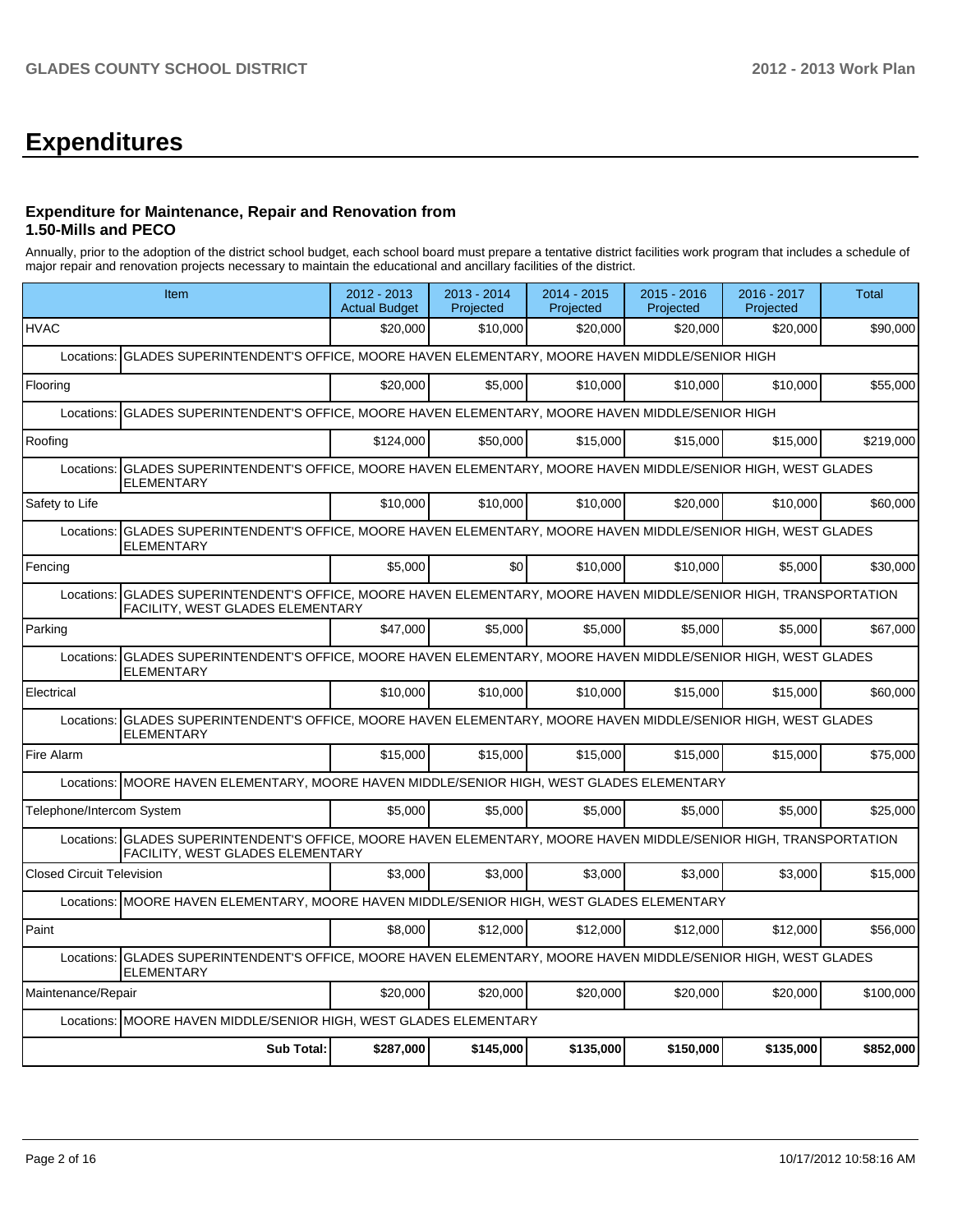# Expenditures

### Expenditure for Maintenance, Repair and Renovation from 1.50-Mills and PECO

Annually, prior to the adoption of the district school budget, each school board must prepare a tentative district facilities work program that includes a schedule of major repair and renovation projects necessary to maintain the educational and ancillary facilities of the district.

| Item | | 2012 - 2013 Actual Budget | 2013 - 2014 Projected | 2014 - 2015 Projected | 2015 - 2016 Projected | 2016 - 2017 Projected | Total |
|---|---|---|---|---|---|---|---|
| HVAC | | $20,000 | $10,000 | $20,000 | $20,000 | $20,000 | $90,000 |
| Locations: | GLADES SUPERINTENDENT'S OFFICE, MOORE HAVEN ELEMENTARY, MOORE HAVEN MIDDLE/SENIOR HIGH | | | | | | |
| Flooring | | $20,000 | $5,000 | $10,000 | $10,000 | $10,000 | $55,000 |
| Locations: | GLADES SUPERINTENDENT'S OFFICE, MOORE HAVEN ELEMENTARY, MOORE HAVEN MIDDLE/SENIOR HIGH | | | | | | |
| Roofing | | $124,000 | $50,000 | $15,000 | $15,000 | $15,000 | $219,000 |
| Locations: | GLADES SUPERINTENDENT'S OFFICE, MOORE HAVEN ELEMENTARY, MOORE HAVEN MIDDLE/SENIOR HIGH, WEST GLADES ELEMENTARY | | | | | | |
| Safety to Life | | $10,000 | $10,000 | $10,000 | $20,000 | $10,000 | $60,000 |
| Locations: | GLADES SUPERINTENDENT'S OFFICE, MOORE HAVEN ELEMENTARY, MOORE HAVEN MIDDLE/SENIOR HIGH, WEST GLADES ELEMENTARY | | | | | | |
| Fencing | | $5,000 | $0 | $10,000 | $10,000 | $5,000 | $30,000 |
| Locations: | GLADES SUPERINTENDENT'S OFFICE, MOORE HAVEN ELEMENTARY, MOORE HAVEN MIDDLE/SENIOR HIGH, TRANSPORTATION FACILITY, WEST GLADES ELEMENTARY | | | | | | |
| Parking | | $47,000 | $5,000 | $5,000 | $5,000 | $5,000 | $67,000 |
| Locations: | GLADES SUPERINTENDENT'S OFFICE, MOORE HAVEN ELEMENTARY, MOORE HAVEN MIDDLE/SENIOR HIGH, WEST GLADES ELEMENTARY | | | | | | |
| Electrical | | $10,000 | $10,000 | $10,000 | $15,000 | $15,000 | $60,000 |
| Locations: | GLADES SUPERINTENDENT'S OFFICE, MOORE HAVEN ELEMENTARY, MOORE HAVEN MIDDLE/SENIOR HIGH, WEST GLADES ELEMENTARY | | | | | | |
| Fire Alarm | | $15,000 | $15,000 | $15,000 | $15,000 | $15,000 | $75,000 |
| Locations: | MOORE HAVEN ELEMENTARY, MOORE HAVEN MIDDLE/SENIOR HIGH, WEST GLADES ELEMENTARY | | | | | | |
| Telephone/Intercom System | | $5,000 | $5,000 | $5,000 | $5,000 | $5,000 | $25,000 |
| Locations: | GLADES SUPERINTENDENT'S OFFICE, MOORE HAVEN ELEMENTARY, MOORE HAVEN MIDDLE/SENIOR HIGH, TRANSPORTATION FACILITY, WEST GLADES ELEMENTARY | | | | | | |
| Closed Circuit Television | | $3,000 | $3,000 | $3,000 | $3,000 | $3,000 | $15,000 |
| Locations: | MOORE HAVEN ELEMENTARY, MOORE HAVEN MIDDLE/SENIOR HIGH, WEST GLADES ELEMENTARY | | | | | | |
| Paint | | $8,000 | $12,000 | $12,000 | $12,000 | $12,000 | $56,000 |
| Locations: | GLADES SUPERINTENDENT'S OFFICE, MOORE HAVEN ELEMENTARY, MOORE HAVEN MIDDLE/SENIOR HIGH, WEST GLADES ELEMENTARY | | | | | | |
| Maintenance/Repair | | $20,000 | $20,000 | $20,000 | $20,000 | $20,000 | $100,000 |
| Locations: | MOORE HAVEN MIDDLE/SENIOR HIGH, WEST GLADES ELEMENTARY | | | | | | |
| | **Sub Total:** | **$287,000** | **$145,000** | **$135,000** | **$150,000** | **$135,000** | **$852,000** |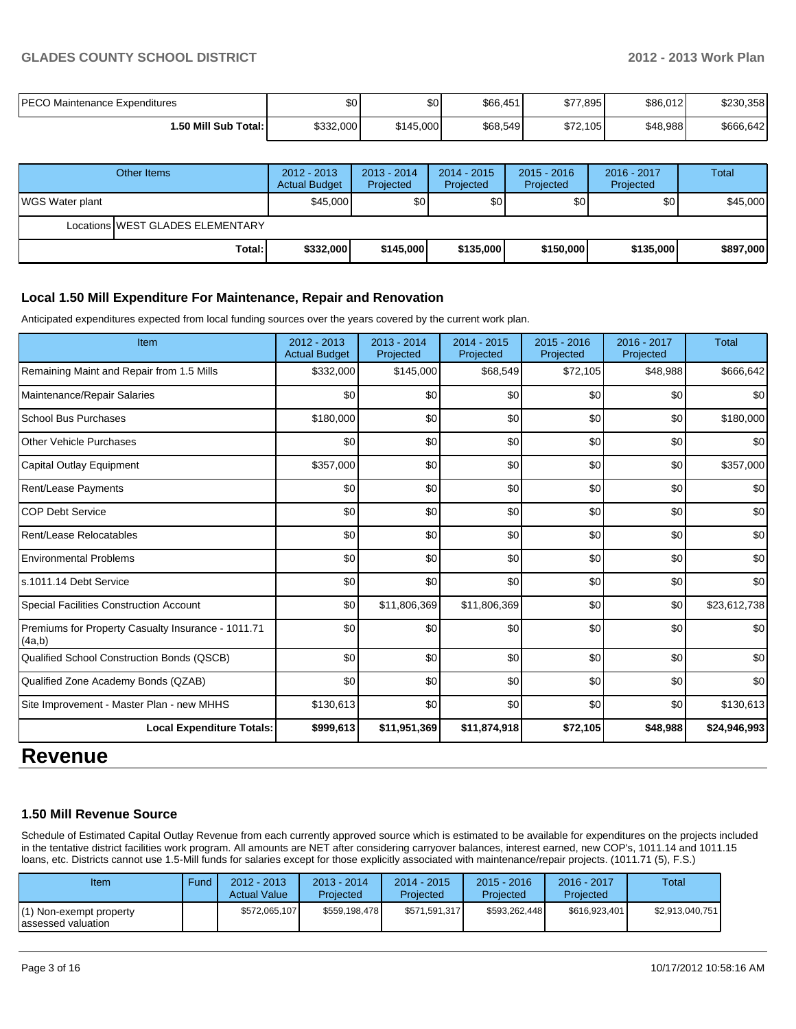| | | | | | | |
|---|---|---|---|---|---|---|
| PECO Maintenance Expenditures | $0 | $0 | $66,451 | $77,895 | $86,012 | $230,358 |
| 1.50 Mill Sub Total: | $332,000 | $145,000 | $68,549 | $72,105 | $48,988 | $666,642 |

| Other Items | | 2012 - 2013 Actual Budget | 2013 - 2014 Projected | 2014 - 2015 Projected | 2015 - 2016 Projected | 2016 - 2017 Projected | Total |
|---|---|---|---|---|---|---|---|
| WGS Water plant | | $45,000 | $0 | $0 | $0 | $0 | $45,000 |
| Locations | WEST GLADES ELEMENTARY | | | | | | |
| | Total: | $332,000 | $145,000 | $135,000 | $150,000 | $135,000 | $897,000 |

### Local 1.50 Mill Expenditure For Maintenance, Repair and Renovation

Anticipated expenditures expected from local funding sources over the years covered by the current work plan.

| Item | 2012 - 2013 Actual Budget | 2013 - 2014 Projected | 2014 - 2015 Projected | 2015 - 2016 Projected | 2016 - 2017 Projected | Total |
|---|---|---|---|---|---|---|
| Remaining Maint and Repair from 1.5 Mills | $332,000 | $145,000 | $68,549 | $72,105 | $48,988 | $666,642 |
| Maintenance/Repair Salaries | $0 | $0 | $0 | $0 | $0 | $0 |
| School Bus Purchases | $180,000 | $0 | $0 | $0 | $0 | $180,000 |
| Other Vehicle Purchases | $0 | $0 | $0 | $0 | $0 | $0 |
| Capital Outlay Equipment | $357,000 | $0 | $0 | $0 | $0 | $357,000 |
| Rent/Lease Payments | $0 | $0 | $0 | $0 | $0 | $0 |
| COP Debt Service | $0 | $0 | $0 | $0 | $0 | $0 |
| Rent/Lease Relocatables | $0 | $0 | $0 | $0 | $0 | $0 |
| Environmental Problems | $0 | $0 | $0 | $0 | $0 | $0 |
| s.1011.14 Debt Service | $0 | $0 | $0 | $0 | $0 | $0 |
| Special Facilities Construction Account | $0 | $11,806,369 | $11,806,369 | $0 | $0 | $23,612,738 |
| Premiums for Property Casualty Insurance - 1011.71 (4a,b) | $0 | $0 | $0 | $0 | $0 | $0 |
| Qualified School Construction Bonds (QSCB) | $0 | $0 | $0 | $0 | $0 | $0 |
| Qualified Zone Academy Bonds (QZAB) | $0 | $0 | $0 | $0 | $0 | $0 |
| Site Improvement - Master Plan - new MHHS | $130,613 | $0 | $0 | $0 | $0 | $130,613 |
| **Local Expenditure Totals:** | **$999,613** | **$11,951,369** | **$11,874,918** | **$72,105** | **$48,988** | **$24,946,993** |

# Revenue

### 1.50 Mill Revenue Source

Schedule of Estimated Capital Outlay Revenue from each currently approved source which is estimated to be available for expenditures on the projects included in the tentative district facilities work program. All amounts are NET after considering carryover balances, interest earned, new COP's, 1011.14 and 1011.15 loans, etc. Districts cannot use 1.5-Mill funds for salaries except for those explicitly associated with maintenance/repair projects. (1011.71 (5), F.S.)

| Item | Fund | 2012 - 2013 Actual Value | 2013 - 2014 Projected | 2014 - 2015 Projected | 2015 - 2016 Projected | 2016 - 2017 Projected | Total |
|---|---|---|---|---|---|---|---|
| (1) Non-exempt property assessed valuation | | $572,065,107 | $559,198,478 | $571,591,317 | $593,262,448 | $616,923,401 | $2,913,040,751 |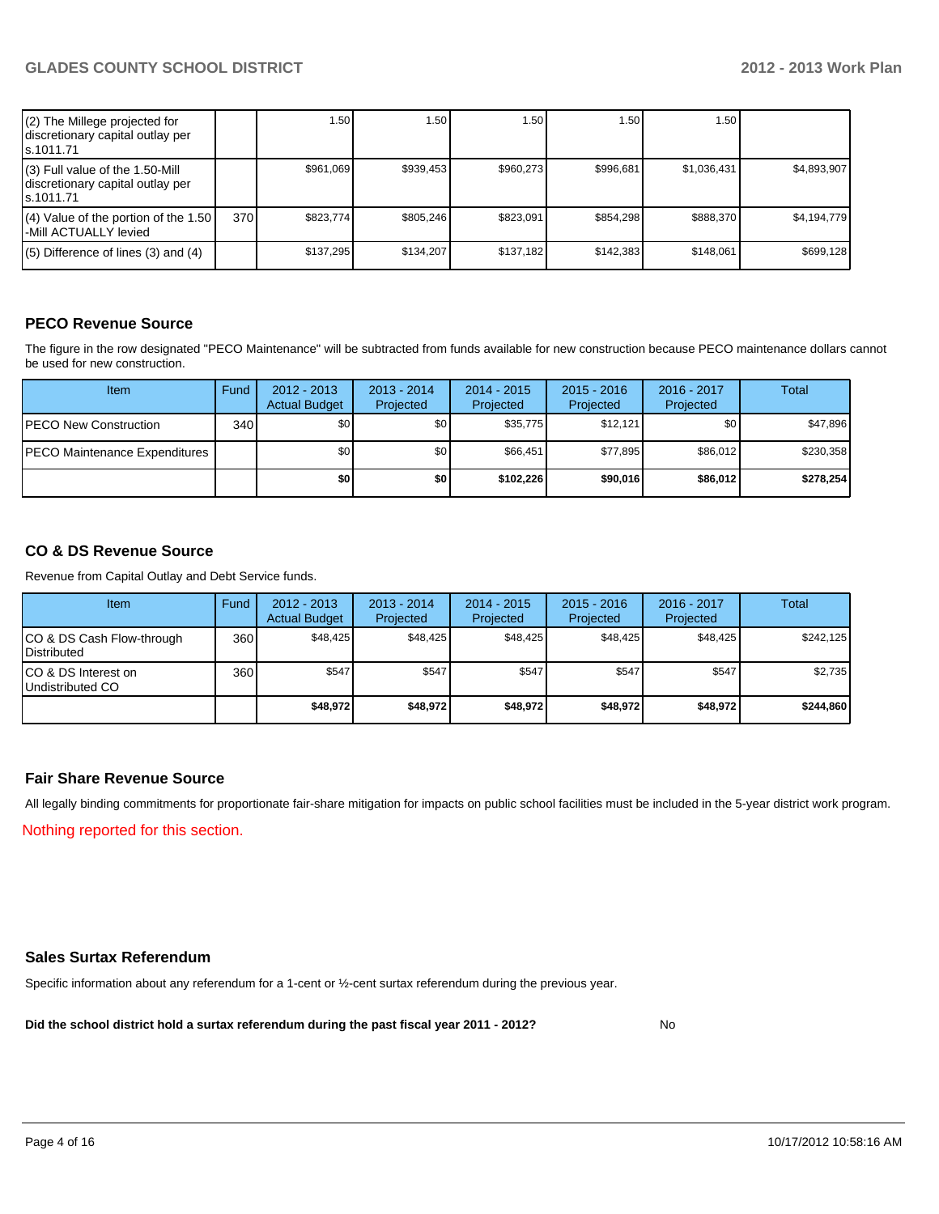| | | | | | | | |
|---|---|---|---|---|---|---|---|
| (2) The Millege projected for discretionary capital outlay per s.1011.71 | | 1.50 | 1.50 | 1.50 | 1.50 | 1.50 | |
| (3) Full value of the 1.50-Mill discretionary capital outlay per s.1011.71 | | $961,069 | $939,453 | $960,273 | $996,681 | $1,036,431 | $4,893,907 |
| (4) Value of the portion of the 1.50 -Mill ACTUALLY levied | 370 | $823,774 | $805,246 | $823,091 | $854,298 | $888,370 | $4,194,779 |
| (5) Difference of lines (3) and (4) | | $137,295 | $134,207 | $137,182 | $142,383 | $148,061 | $699,128 |

## PECO Revenue Source

The figure in the row designated "PECO Maintenance" will be subtracted from funds available for new construction because PECO maintenance dollars cannot be used for new construction.

| Item | Fund | 2012 - 2013 Actual Budget | 2013 - 2014 Projected | 2014 - 2015 Projected | 2015 - 2016 Projected | 2016 - 2017 Projected | Total |
|---|---|---|---|---|---|---|---|
| PECO New Construction | 340 | $0 | $0 | $35,775 | $12,121 | $0 | $47,896 |
| PECO Maintenance Expenditures | | $0 | $0 | $66,451 | $77,895 | $86,012 | $230,358 |
| | | **$0** | **$0** | **$102,226** | **$90,016** | **$86,012** | **$278,254** |

## CO & DS Revenue Source

Revenue from Capital Outlay and Debt Service funds.

| Item | Fund | 2012 - 2013 Actual Budget | 2013 - 2014 Projected | 2014 - 2015 Projected | 2015 - 2016 Projected | 2016 - 2017 Projected | Total |
|---|---|---|---|---|---|---|---|
| CO & DS Cash Flow-through Distributed | 360 | $48,425 | $48,425 | $48,425 | $48,425 | $48,425 | $242,125 |
| CO & DS Interest on Undistributed CO | 360 | $547 | $547 | $547 | $547 | $547 | $2,735 |
| | | **$48,972** | **$48,972** | **$48,972** | **$48,972** | **$48,972** | **$244,860** |

## Fair Share Revenue Source

All legally binding commitments for proportionate fair-share mitigation for impacts on public school facilities must be included in the 5-year district work program.

Nothing reported for this section.

## Sales Surtax Referendum

Specific information about any referendum for a 1-cent or ½-cent surtax referendum during the previous year.

**Did the school district hold a surtax referendum during the past fiscal year 2011 - 2012?** No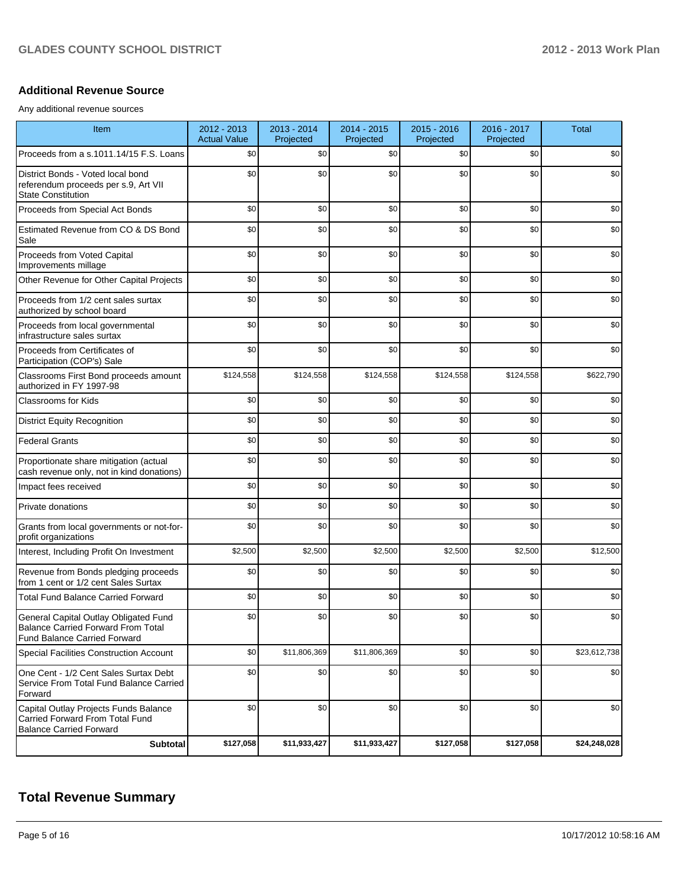## Additional Revenue Source

Any additional revenue sources

| Item | 2012 - 2013 Actual Value | 2013 - 2014 Projected | 2014 - 2015 Projected | 2015 - 2016 Projected | 2016 - 2017 Projected | Total |
|---|---|---|---|---|---|---|
| Proceeds from a s.1011.14/15 F.S. Loans | $0 | $0 | $0 | $0 | $0 | $0 |
| District Bonds - Voted local bond referendum proceeds per s.9, Art VII State Constitution | $0 | $0 | $0 | $0 | $0 | $0 |
| Proceeds from Special Act Bonds | $0 | $0 | $0 | $0 | $0 | $0 |
| Estimated Revenue from CO & DS Bond Sale | $0 | $0 | $0 | $0 | $0 | $0 |
| Proceeds from Voted Capital Improvements millage | $0 | $0 | $0 | $0 | $0 | $0 |
| Other Revenue for Other Capital Projects | $0 | $0 | $0 | $0 | $0 | $0 |
| Proceeds from 1/2 cent sales surtax authorized by school board | $0 | $0 | $0 | $0 | $0 | $0 |
| Proceeds from local governmental infrastructure sales surtax | $0 | $0 | $0 | $0 | $0 | $0 |
| Proceeds from Certificates of Participation (COP's) Sale | $0 | $0 | $0 | $0 | $0 | $0 |
| Classrooms First Bond proceeds amount authorized in FY 1997-98 | $124,558 | $124,558 | $124,558 | $124,558 | $124,558 | $622,790 |
| Classrooms for Kids | $0 | $0 | $0 | $0 | $0 | $0 |
| District Equity Recognition | $0 | $0 | $0 | $0 | $0 | $0 |
| Federal Grants | $0 | $0 | $0 | $0 | $0 | $0 |
| Proportionate share mitigation (actual cash revenue only, not in kind donations) | $0 | $0 | $0 | $0 | $0 | $0 |
| Impact fees received | $0 | $0 | $0 | $0 | $0 | $0 |
| Private donations | $0 | $0 | $0 | $0 | $0 | $0 |
| Grants from local governments or not-for-profit organizations | $0 | $0 | $0 | $0 | $0 | $0 |
| Interest, Including Profit On Investment | $2,500 | $2,500 | $2,500 | $2,500 | $2,500 | $12,500 |
| Revenue from Bonds pledging proceeds from 1 cent or 1/2 cent Sales Surtax | $0 | $0 | $0 | $0 | $0 | $0 |
| Total Fund Balance Carried Forward | $0 | $0 | $0 | $0 | $0 | $0 |
| General Capital Outlay Obligated Fund Balance Carried Forward From Total Fund Balance Carried Forward | $0 | $0 | $0 | $0 | $0 | $0 |
| Special Facilities Construction Account | $0 | $11,806,369 | $11,806,369 | $0 | $0 | $23,612,738 |
| One Cent - 1/2 Cent Sales Surtax Debt Service From Total Fund Balance Carried Forward | $0 | $0 | $0 | $0 | $0 | $0 |
| Capital Outlay Projects Funds Balance Carried Forward From Total Fund Balance Carried Forward | $0 | $0 | $0 | $0 | $0 | $0 |
| **Subtotal** | **$127,058** | **$11,933,427** | **$11,933,427** | **$127,058** | **$127,058** | **$24,248,028** |

# Total Revenue Summary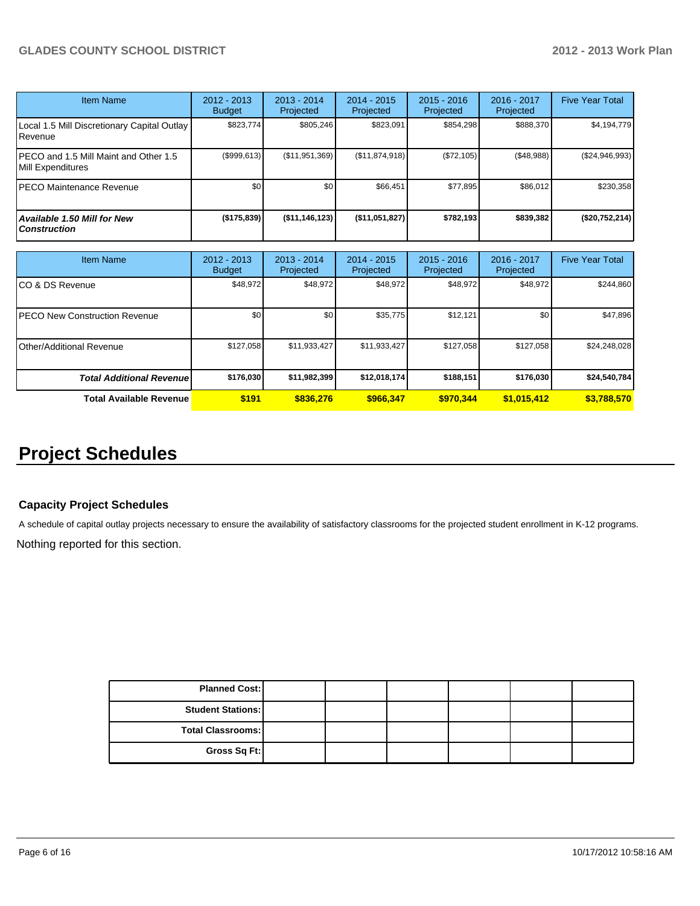| Item Name | 2012 - 2013 Budget | 2013 - 2014 Projected | 2014 - 2015 Projected | 2015 - 2016 Projected | 2016 - 2017 Projected | Five Year Total |
|---|---|---|---|---|---|---|
| Local 1.5 Mill Discretionary Capital Outlay Revenue | $823,774 | $805,246 | $823,091 | $854,298 | $888,370 | $4,194,779 |
| PECO and 1.5 Mill Maint and Other 1.5 Mill Expenditures | ($999,613) | ($11,951,369) | ($11,874,918) | ($72,105) | ($48,988) | ($24,946,993) |
| PECO Maintenance Revenue | $0 | $0 | $66,451 | $77,895 | $86,012 | $230,358 |
| ***Available 1.50 Mill for New Construction*** | **($175,839)** | **($11,146,123)** | **($11,051,827)** | **$782,193** | **$839,382** | **($20,752,214)** |

| Item Name | 2012 - 2013 Budget | 2013 - 2014 Projected | 2014 - 2015 Projected | 2015 - 2016 Projected | 2016 - 2017 Projected | Five Year Total |
|---|---|---|---|---|---|---|
| CO & DS Revenue | $48,972 | $48,972 | $48,972 | $48,972 | $48,972 | $244,860 |
| PECO New Construction Revenue | $0 | $0 | $35,775 | $12,121 | $0 | $47,896 |
| Other/Additional Revenue | $127,058 | $11,933,427 | $11,933,427 | $127,058 | $127,058 | $24,248,028 |
| ***Total Additional Revenue*** | **$176,030** | **$11,982,399** | **$12,018,174** | **$188,151** | **$176,030** | **$24,540,784** |
| **Total Available Revenue** | **$191** | **$836,276** | **$966,347** | **$970,344** | **$1,015,412** | **$3,788,570** |

# Project Schedules

### Capacity Project Schedules

A schedule of capital outlay projects necessary to ensure the availability of satisfactory classrooms for the projected student enrollment in K-12 programs.

Nothing reported for this section.

| | | | | | | |
|---|---|---|---|---|---|---|
| **Planned Cost:** | | | | | | |
| **Student Stations:** | | | | | | |
| **Total Classrooms:** | | | | | | |
| **Gross Sq Ft:** | | | | | | |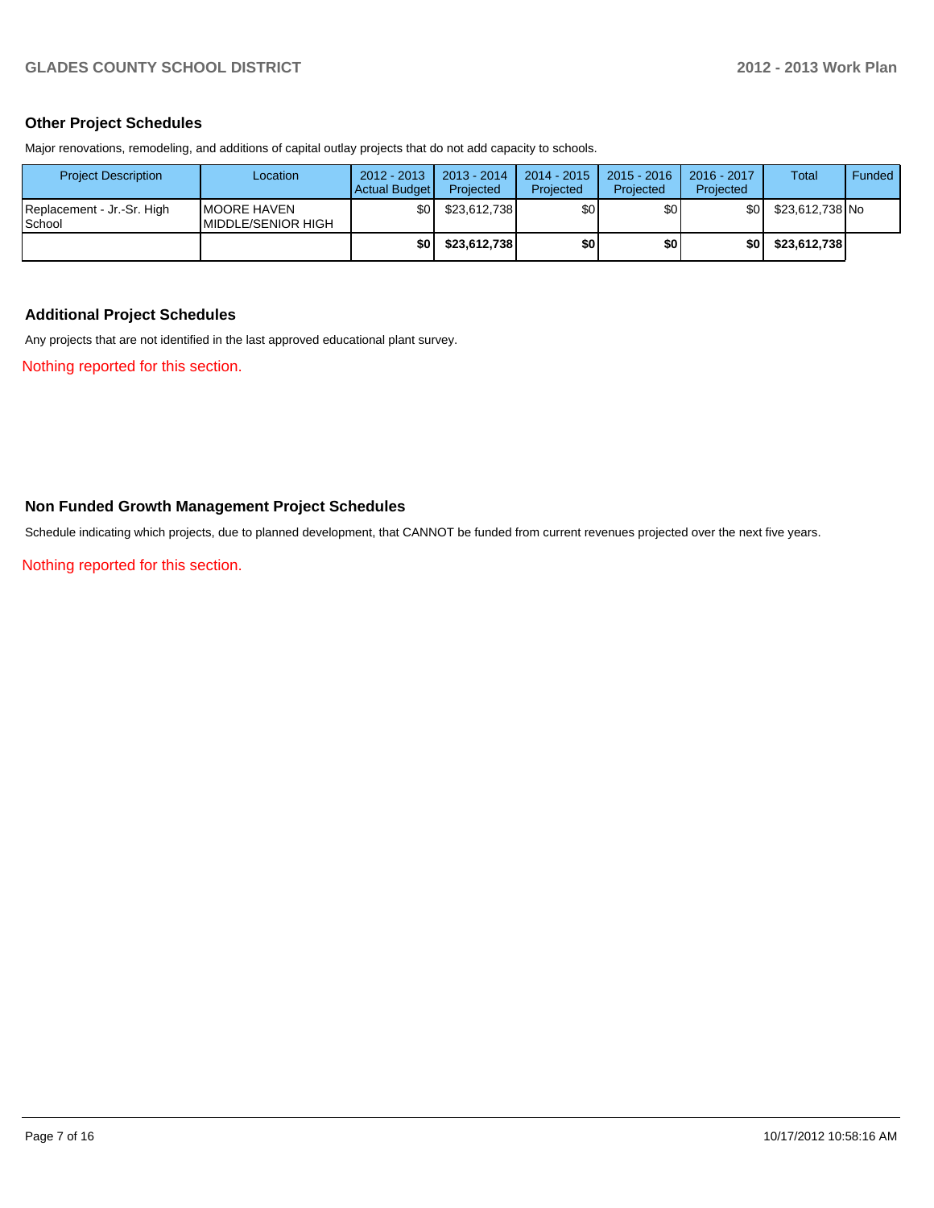## Other Project Schedules

Major renovations, remodeling, and additions of capital outlay projects that do not add capacity to schools.

| Project Description | Location | 2012 - 2013 Actual Budget | 2013 - 2014 Projected | 2014 - 2015 Projected | 2015 - 2016 Projected | 2016 - 2017 Projected | Total | Funded |
|---|---|---|---|---|---|---|---|---|
| Replacement - Jr.-Sr. High School | MOORE HAVEN MIDDLE/SENIOR HIGH | $0 | $23,612,738 | $0 | $0 | $0 | $23,612,738 | No |
| | | **$0** | **$23,612,738** | **$0** | **$0** | **$0** | **$23,612,738** | |

## Additional Project Schedules

Any projects that are not identified in the last approved educational plant survey.

Nothing reported for this section.

## Non Funded Growth Management Project Schedules

Schedule indicating which projects, due to planned development, that CANNOT be funded from current revenues projected over the next five years.

Nothing reported for this section.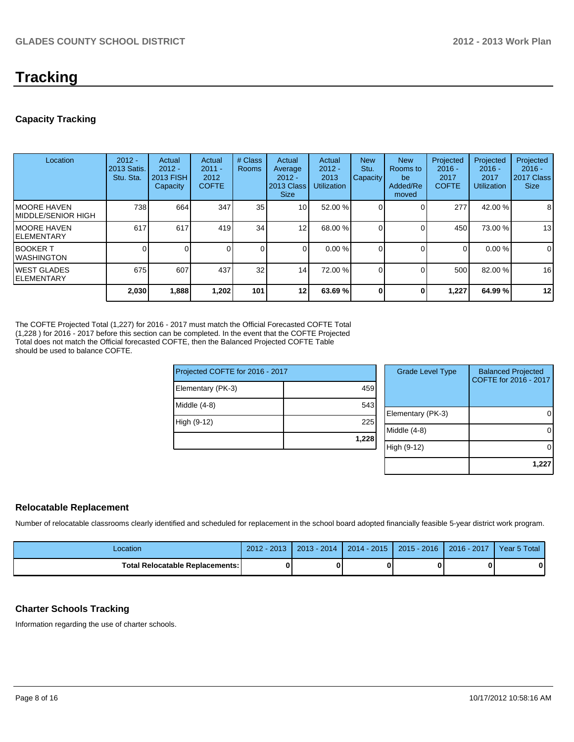# Tracking

## Capacity Tracking

| Location | 2012 - 2013 Satis. Stu. Sta. | Actual 2012 - 2013 FISH Capacity | Actual 2011 - 2012 COFTE | # Class Rooms | Actual Average 2012 - 2013 Class Size | Actual 2012 - 2013 Utilization | New Stu. Capacity | New Rooms to be Added/Removed | Projected 2016 - 2017 COFTE | Projected 2016 - 2017 Utilization | Projected 2016 - 2017 Class Size |
|---|---|---|---|---|---|---|---|---|---|---|---|
| MOORE HAVEN MIDDLE/SENIOR HIGH | 738 | 664 | 347 | 35 | 10 | 52.00 % | 0 | 0 | 277 | 42.00 % | 8 |
| MOORE HAVEN ELEMENTARY | 617 | 617 | 419 | 34 | 12 | 68.00 % | 0 | 0 | 450 | 73.00 % | 13 |
| BOOKER T WASHINGTON | 0 | 0 | 0 | 0 | 0 | 0.00 % | 0 | 0 | 0 | 0.00 % | 0 |
| WEST GLADES ELEMENTARY | 675 | 607 | 437 | 32 | 14 | 72.00 % | 0 | 0 | 500 | 82.00 % | 16 |
| | **2,030** | **1,888** | **1,202** | **101** | **12** | **63.69 %** | **0** | **0** | **1,227** | **64.99 %** | **12** |

The COFTE Projected Total (1,227) for 2016 - 2017 must match the Official Forecasted COFTE Total (1,228 ) for 2016 - 2017 before this section can be completed. In the event that the COFTE Projected Total does not match the Official forecasted COFTE, then the Balanced Projected COFTE Table should be used to balance COFTE.

| Projected COFTE for 2016 - 2017 | |
|---|---|
| Elementary (PK-3) | 459 |
| Middle (4-8) | 543 |
| High (9-12) | 225 |
| | **1,228** |

| Grade Level Type | Balanced Projected COFTE for 2016 - 2017 |
|---|---|
| Elementary (PK-3) | 0 |
| Middle (4-8) | 0 |
| High (9-12) | 0 |
| | **1,227** |

## Relocatable Replacement

Number of relocatable classrooms clearly identified and scheduled for replacement in the school board adopted financially feasible 5-year district work program.

| Location | 2012 - 2013 | 2013 - 2014 | 2014 - 2015 | 2015 - 2016 | 2016 - 2017 | Year 5 Total |
|---|---|---|---|---|---|---|
| **Total Relocatable Replacements:** | **0** | **0** | **0** | **0** | **0** | **0** |

## Charter Schools Tracking

Information regarding the use of charter schools.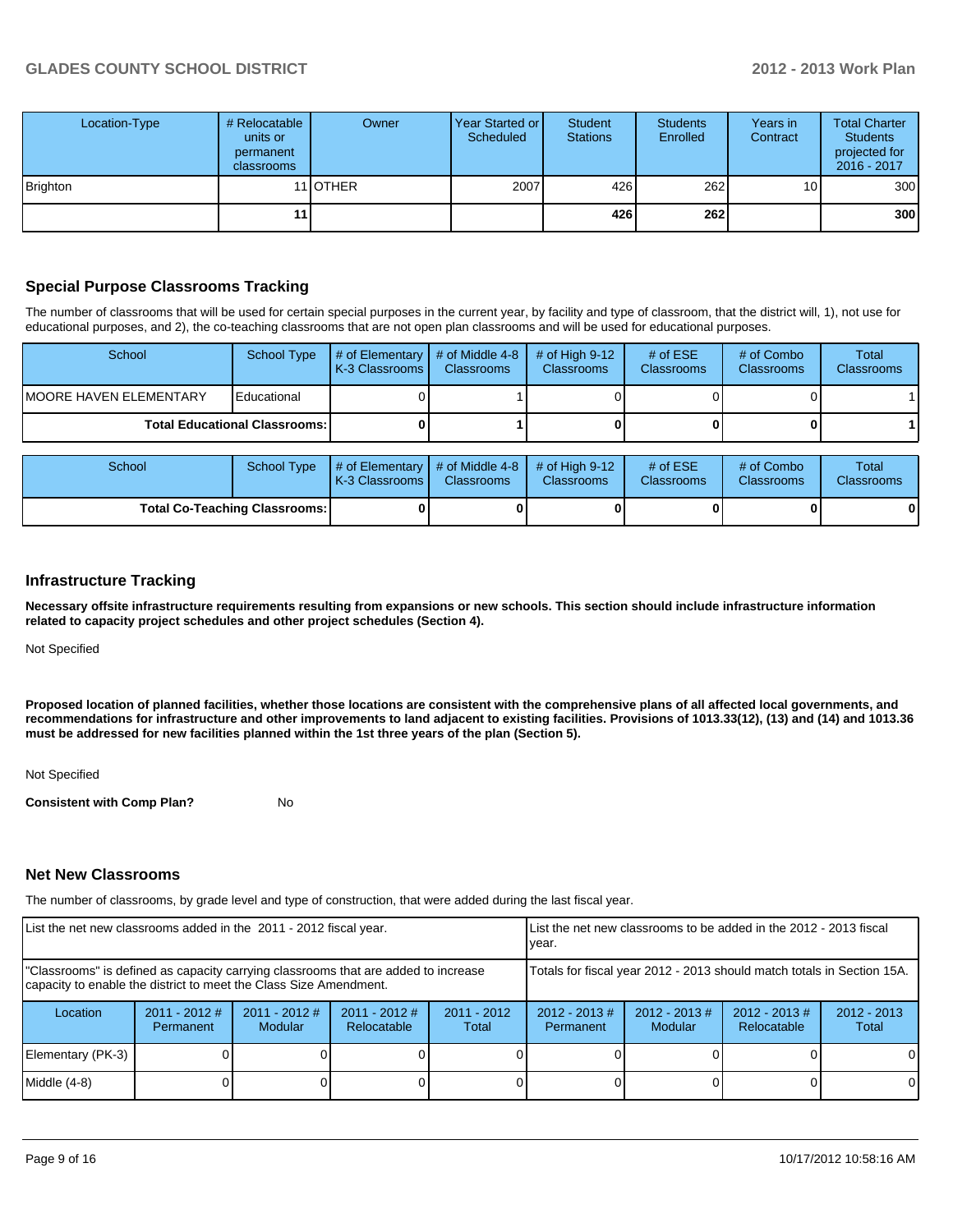| Location-Type | # Relocatable units or permanent classrooms | Owner | Year Started or Scheduled | Student Stations | Students Enrolled | Years in Contract | Total Charter Students projected for 2016 - 2017 |
|---|---|---|---|---|---|---|---|
| Brighton | 11 | OTHER | 2007 | 426 | 262 | 10 | 300 |
| | **11** | | | **426** | **262** | | **300** |

## Special Purpose Classrooms Tracking

The number of classrooms that will be used for certain special purposes in the current year, by facility and type of classroom, that the district will, 1), not use for educational purposes, and 2), the co-teaching classrooms that are not open plan classrooms and will be used for educational purposes.

| School | School Type | # of Elementary K-3 Classrooms | # of Middle 4-8 Classrooms | # of High 9-12 Classrooms | # of ESE Classrooms | # of Combo Classrooms | Total Classrooms |
|---|---|---|---|---|---|---|---|
| MOORE HAVEN ELEMENTARY | Educational | 0 | 1 | 0 | 0 | 0 | 1 |
| **Total Educational Classrooms:** | | **0** | **1** | **0** | **0** | **0** | **1** |

| School | School Type | # of Elementary K-3 Classrooms | # of Middle 4-8 Classrooms | # of High 9-12 Classrooms | # of ESE Classrooms | # of Combo Classrooms | Total Classrooms |
|---|---|---|---|---|---|---|---|
| **Total Co-Teaching Classrooms:** | | **0** | **0** | **0** | **0** | **0** | **0** |

## Infrastructure Tracking

**Necessary offsite infrastructure requirements resulting from expansions or new schools. This section should include infrastructure information related to capacity project schedules and other project schedules (Section 4).**

Not Specified

**Proposed location of planned facilities, whether those locations are consistent with the comprehensive plans of all affected local governments, and recommendations for infrastructure and other improvements to land adjacent to existing facilities. Provisions of 1013.33(12), (13) and (14) and 1013.36 must be addressed for new facilities planned within the 1st three years of the plan (Section 5).**

Not Specified

**Consistent with Comp Plan?** No

## Net New Classrooms

The number of classrooms, by grade level and type of construction, that were added during the last fiscal year.

| List the net new classrooms added in the 2011 - 2012 fiscal year. | | | | | List the net new classrooms to be added in the 2012 - 2013 fiscal year. | | | |
|---|---|---|---|---|---|---|---|---|
| "Classrooms" is defined as capacity carrying classrooms that are added to increase capacity to enable the district to meet the Class Size Amendment. | | | | | Totals for fiscal year 2012 - 2013 should match totals in Section 15A. | | | |
| Location | 2011 - 2012 # Permanent | 2011 - 2012 # Modular | 2011 - 2012 # Relocatable | 2011 - 2012 Total | 2012 - 2013 # Permanent | 2012 - 2013 # Modular | 2012 - 2013 # Relocatable | 2012 - 2013 Total |
| Elementary (PK-3) | 0 | 0 | 0 | 0 | 0 | 0 | 0 | 0 |
| Middle (4-8) | 0 | 0 | 0 | 0 | 0 | 0 | 0 | 0 |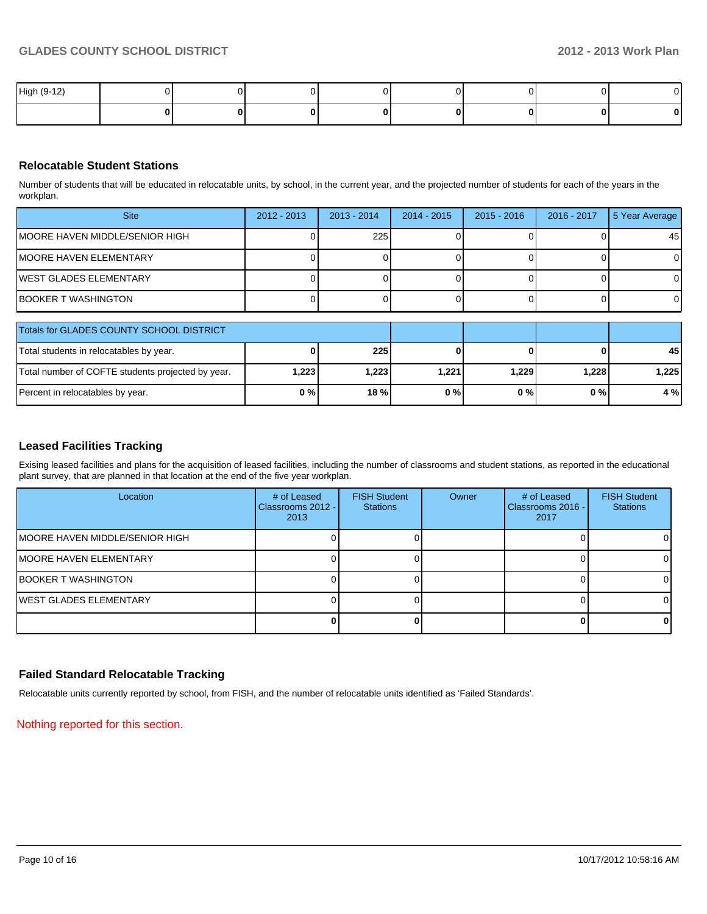| High (9-12) | 0 | 0 | 0 | 0 | 0 | 0 | 0 | 0 |
|---|---|---|---|---|---|---|---|---|
| | **0** | **0** | **0** | **0** | **0** | **0** | **0** | **0** |

## Relocatable Student Stations

Number of students that will be educated in relocatable units, by school, in the current year, and the projected number of students for each of the years in the workplan.

| Site | 2012 - 2013 | 2013 - 2014 | 2014 - 2015 | 2015 - 2016 | 2016 - 2017 | 5 Year Average |
|---|---|---|---|---|---|---|
| MOORE HAVEN MIDDLE/SENIOR HIGH | 0 | 225 | 0 | 0 | 0 | 45 |
| MOORE HAVEN ELEMENTARY | 0 | 0 | 0 | 0 | 0 | 0 |
| WEST GLADES ELEMENTARY | 0 | 0 | 0 | 0 | 0 | 0 |
| BOOKER T WASHINGTON | 0 | 0 | 0 | 0 | 0 | 0 |

| Totals for GLADES COUNTY SCHOOL DISTRICT | | | | | | |
|---|---|---|---|---|---|---|
| Total students in relocatables by year. | **0** | **225** | **0** | **0** | **0** | **45** |
| Total number of COFTE students projected by year. | **1,223** | **1,223** | **1,221** | **1,229** | **1,228** | **1,225** |
| Percent in relocatables by year. | **0 %** | **18 %** | **0 %** | **0 %** | **0 %** | **4 %** |

## Leased Facilities Tracking

Exising leased facilities and plans for the acquisition of leased facilities, including the number of classrooms and student stations, as reported in the educational plant survey, that are planned in that location at the end of the five year workplan.

| Location | # of Leased Classrooms 2012 - 2013 | FISH Student Stations | Owner | # of Leased Classrooms 2016 - 2017 | FISH Student Stations |
|---|---|---|---|---|---|
| MOORE HAVEN MIDDLE/SENIOR HIGH | 0 | 0 | | 0 | 0 |
| MOORE HAVEN ELEMENTARY | 0 | 0 | | 0 | 0 |
| BOOKER T WASHINGTON | 0 | 0 | | 0 | 0 |
| WEST GLADES ELEMENTARY | 0 | 0 | | 0 | 0 |
| | **0** | **0** | | **0** | **0** |

## Failed Standard Relocatable Tracking

Relocatable units currently reported by school, from FISH, and the number of relocatable units identified as 'Failed Standards'.

Nothing reported for this section.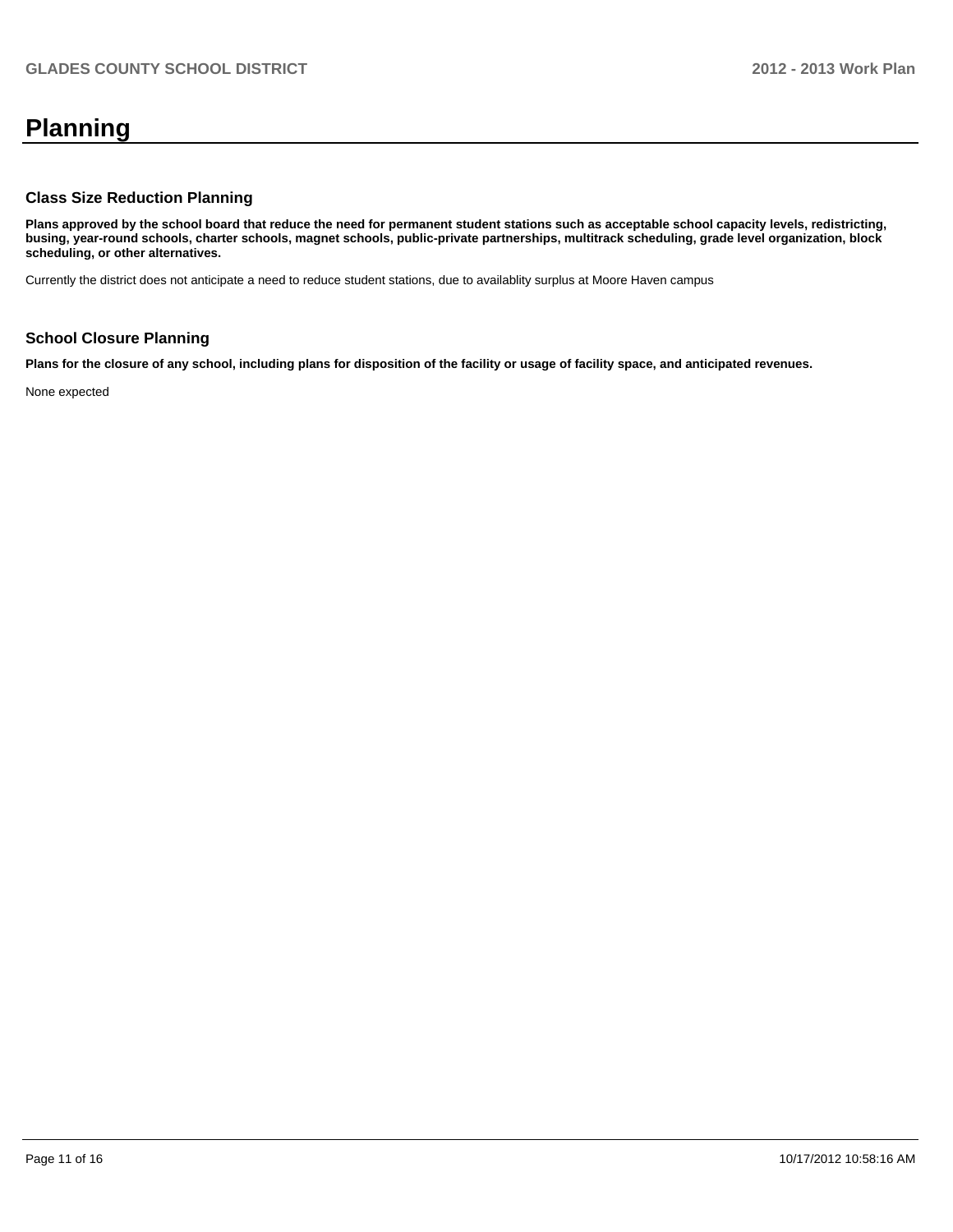# Planning

## Class Size Reduction Planning

**Plans approved by the school board that reduce the need for permanent student stations such as acceptable school capacity levels, redistricting, busing, year-round schools, charter schools, magnet schools, public-private partnerships, multitrack scheduling, grade level organization, block scheduling, or other alternatives.**

Currently the district does not anticipate a need to reduce student stations, due to availablity surplus at Moore Haven campus

## School Closure Planning

**Plans for the closure of any school, including plans for disposition of the facility or usage of facility space, and anticipated revenues.**

None expected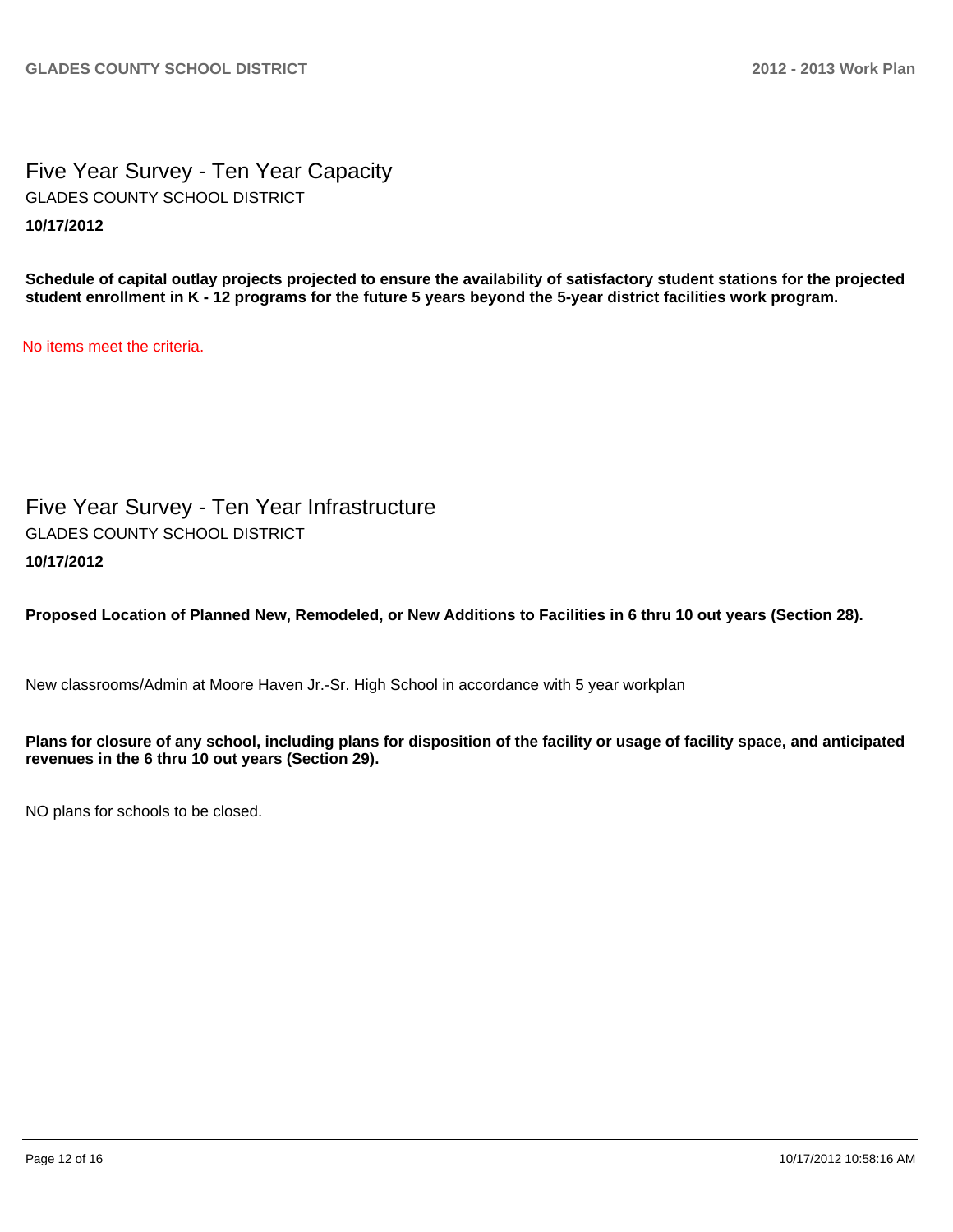## Five Year Survey - Ten Year Capacity

GLADES COUNTY SCHOOL DISTRICT

**10/17/2012**

**Schedule of capital outlay projects projected to ensure the availability of satisfactory student stations for the projected student enrollment in K - 12 programs for the future 5 years beyond the 5-year district facilities work program.**

No items meet the criteria.

## Five Year Survey - Ten Year Infrastructure

GLADES COUNTY SCHOOL DISTRICT

**10/17/2012**

**Proposed Location of Planned New, Remodeled, or New Additions to Facilities in 6 thru 10 out years (Section 28).**

New classrooms/Admin at Moore Haven Jr.-Sr. High School in accordance with 5 year workplan

**Plans for closure of any school, including plans for disposition of the facility or usage of facility space, and anticipated revenues in the 6 thru 10 out years (Section 29).**

NO plans for schools to be closed.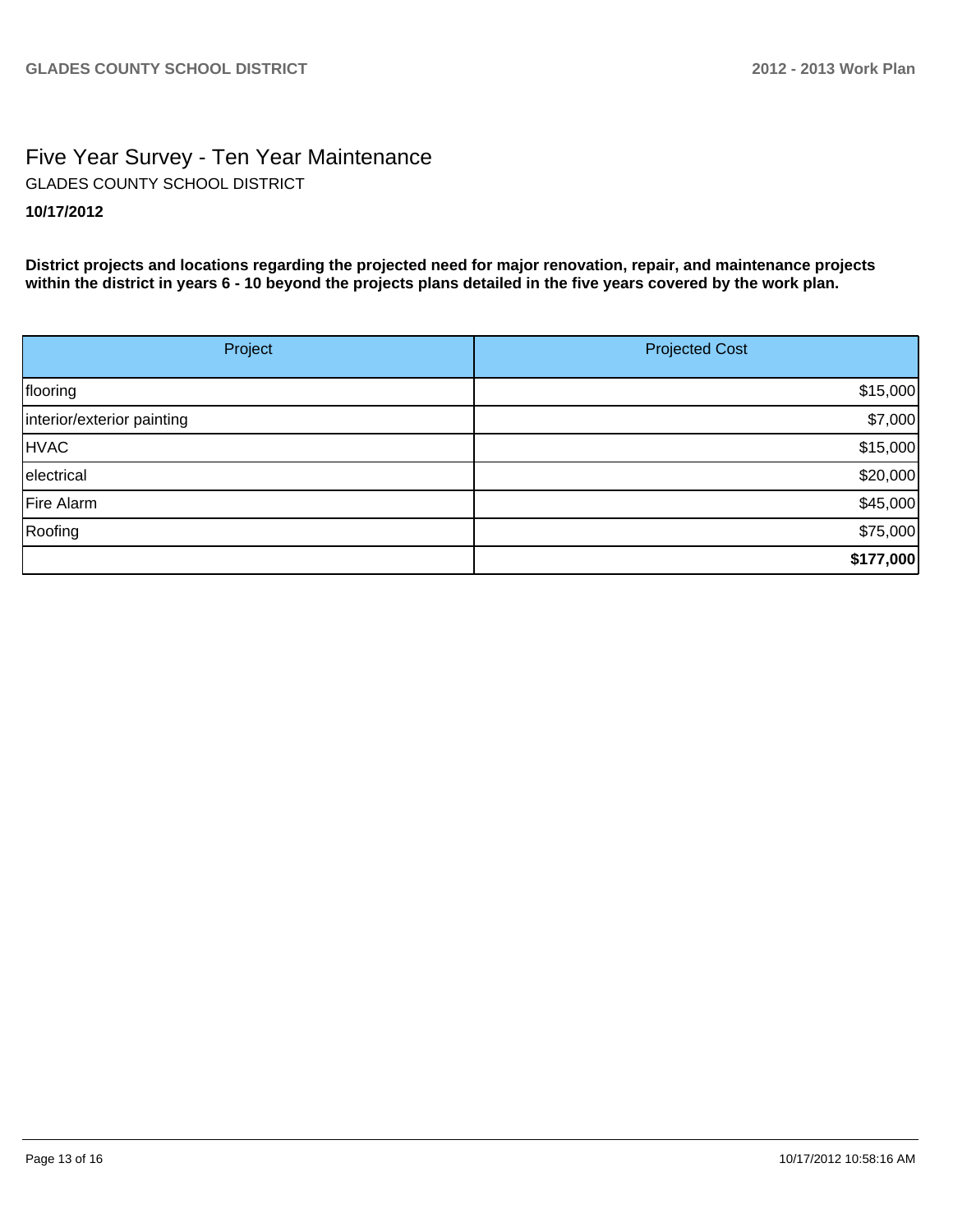# Five Year Survey - Ten Year Maintenance

GLADES COUNTY SCHOOL DISTRICT

**10/17/2012**

**District projects and locations regarding the projected need for major renovation, repair, and maintenance projects within the district in years 6 - 10 beyond the projects plans detailed in the five years covered by the work plan.**

| Project | Projected Cost |
|---|---:|
| flooring | $15,000 |
| interior/exterior painting | $7,000 |
| HVAC | $15,000 |
| electrical | $20,000 |
| Fire Alarm | $45,000 |
| Roofing | $75,000 |
| | **$177,000** |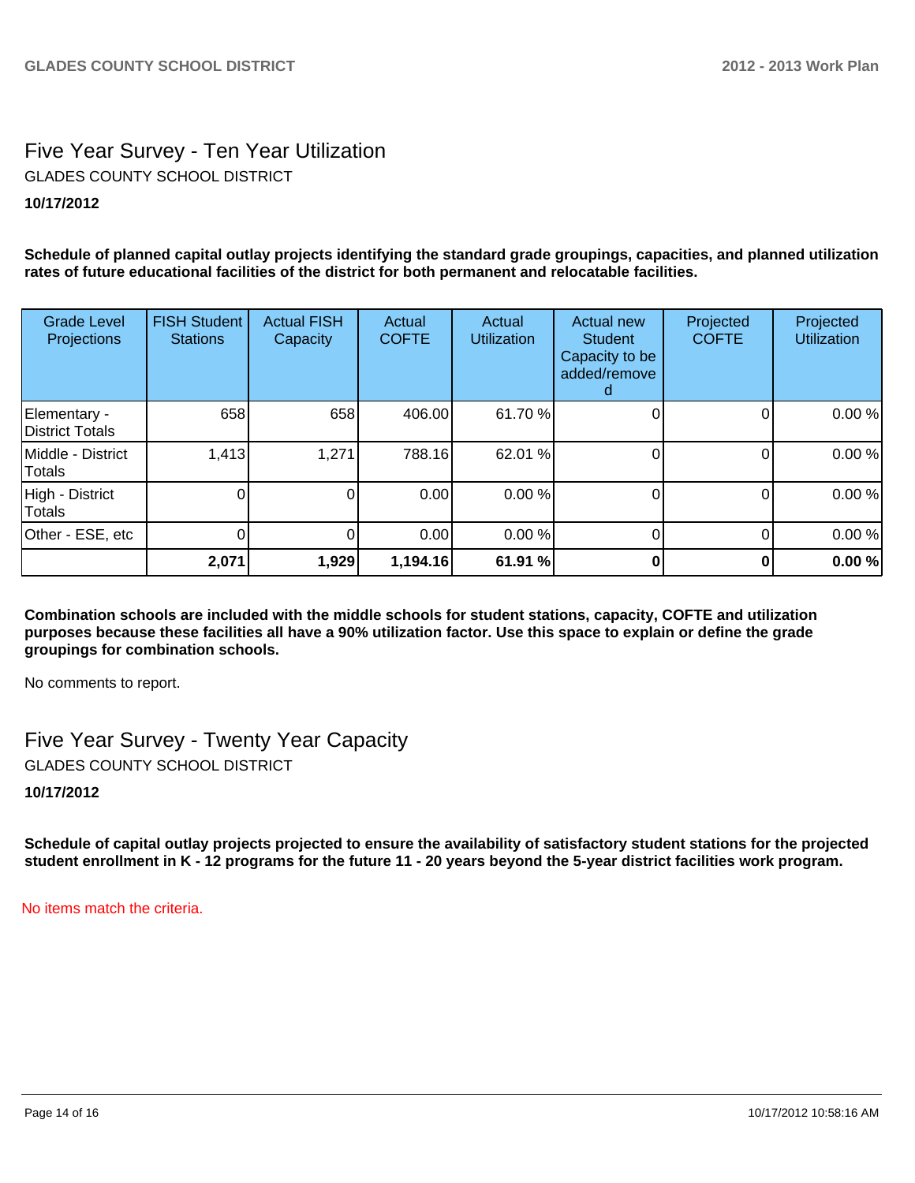## Five Year Survey - Ten Year Utilization

GLADES COUNTY SCHOOL DISTRICT

**10/17/2012**

**Schedule of planned capital outlay projects identifying the standard grade groupings, capacities, and planned utilization rates of future educational facilities of the district for both permanent and relocatable facilities.**

| Grade Level Projections | FISH Student Stations | Actual FISH Capacity | Actual COFTE | Actual Utilization | Actual new Student Capacity to be added/removed | Projected COFTE | Projected Utilization |
|---|---|---|---|---|---|---|---|
| Elementary - District Totals | 658 | 658 | 406.00 | 61.70 % | 0 | 0 | 0.00 % |
| Middle - District Totals | 1,413 | 1,271 | 788.16 | 62.01 % | 0 | 0 | 0.00 % |
| High - District Totals | 0 | 0 | 0.00 | 0.00 % | 0 | 0 | 0.00 % |
| Other - ESE, etc | 0 | 0 | 0.00 | 0.00 % | 0 | 0 | 0.00 % |
| | **2,071** | **1,929** | **1,194.16** | **61.91 %** | **0** | **0** | **0.00 %** |

**Combination schools are included with the middle schools for student stations, capacity, COFTE and utilization purposes because these facilities all have a 90% utilization factor. Use this space to explain or define the grade groupings for combination schools.**

No comments to report.

## Five Year Survey - Twenty Year Capacity

GLADES COUNTY SCHOOL DISTRICT

**10/17/2012**

**Schedule of capital outlay projects projected to ensure the availability of satisfactory student stations for the projected student enrollment in K - 12 programs for the future 11 - 20 years beyond the 5-year district facilities work program.**

No items match the criteria.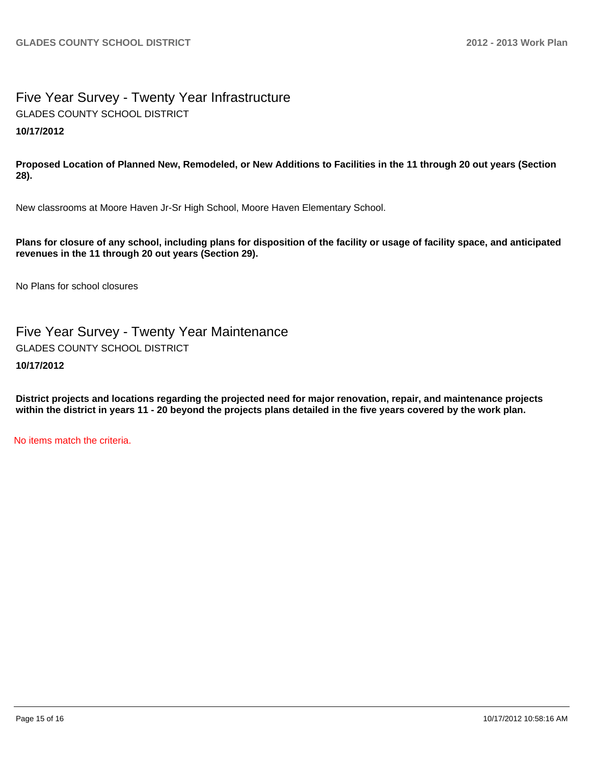# Five Year Survey - Twenty Year Infrastructure

GLADES COUNTY SCHOOL DISTRICT

**10/17/2012**

**Proposed Location of Planned New, Remodeled, or New Additions to Facilities in the 11 through 20 out years (Section 28).**

New classrooms at Moore Haven Jr-Sr High School, Moore Haven Elementary School.

**Plans for closure of any school, including plans for disposition of the facility or usage of facility space, and anticipated revenues in the 11 through 20 out years (Section 29).**

No Plans for school closures

# Five Year Survey - Twenty Year Maintenance

GLADES COUNTY SCHOOL DISTRICT

**10/17/2012**

**District projects and locations regarding the projected need for major renovation, repair, and maintenance projects within the district in years 11 - 20 beyond the projects plans detailed in the five years covered by the work plan.**

No items match the criteria.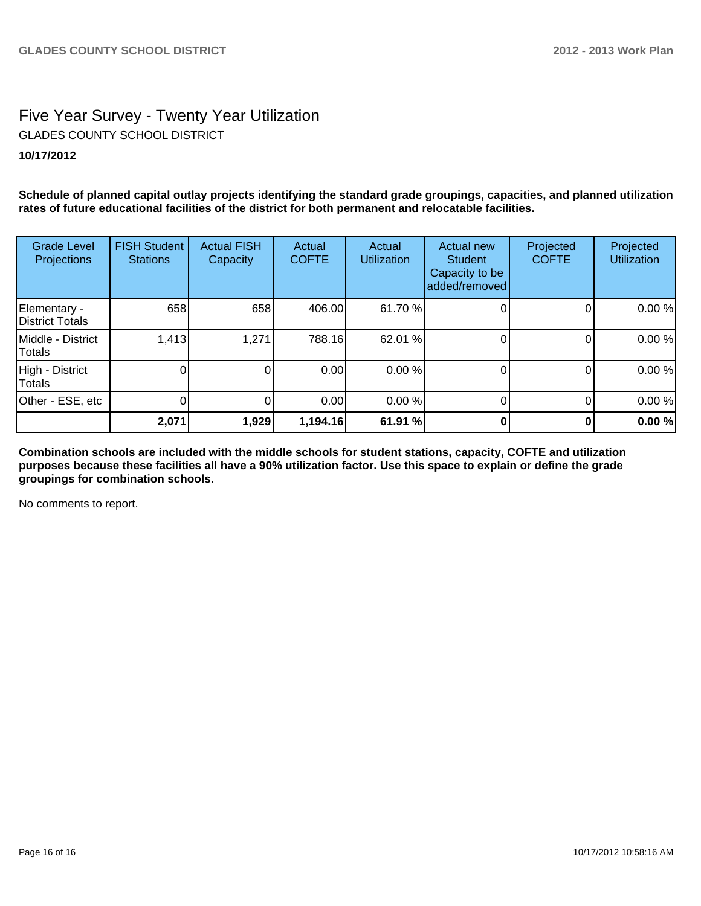# Five Year Survey - Twenty Year Utilization

GLADES COUNTY SCHOOL DISTRICT

**10/17/2012**

**Schedule of planned capital outlay projects identifying the standard grade groupings, capacities, and planned utilization rates of future educational facilities of the district for both permanent and relocatable facilities.**

| Grade Level Projections | FISH Student Stations | Actual FISH Capacity | Actual COFTE | Actual Utilization | Actual new Student Capacity to be added/removed | Projected COFTE | Projected Utilization |
|---|---|---|---|---|---|---|---|
| Elementary - District Totals | 658 | 658 | 406.00 | 61.70 % | 0 | 0 | 0.00 % |
| Middle - District Totals | 1,413 | 1,271 | 788.16 | 62.01 % | 0 | 0 | 0.00 % |
| High - District Totals | 0 | 0 | 0.00 | 0.00 % | 0 | 0 | 0.00 % |
| Other - ESE, etc | 0 | 0 | 0.00 | 0.00 % | 0 | 0 | 0.00 % |
| | **2,071** | **1,929** | **1,194.16** | **61.91 %** | **0** | **0** | **0.00 %** |

**Combination schools are included with the middle schools for student stations, capacity, COFTE and utilization purposes because these facilities all have a 90% utilization factor. Use this space to explain or define the grade groupings for combination schools.**

No comments to report.